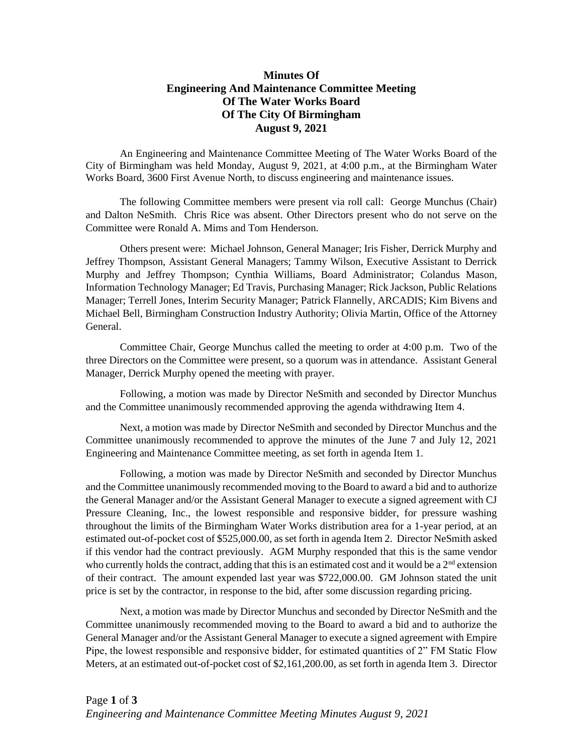**Minutes Of**
**Engineering And Maintenance Committee Meeting**
**Of The Water Works Board**
**Of The City Of Birmingham**
**August 9, 2021**

An Engineering and Maintenance Committee Meeting of The Water Works Board of the City of Birmingham was held Monday, August 9, 2021, at 4:00 p.m., at the Birmingham Water Works Board, 3600 First Avenue North, to discuss engineering and maintenance issues.

The following Committee members were present via roll call: George Munchus (Chair) and Dalton NeSmith. Chris Rice was absent. Other Directors present who do not serve on the Committee were Ronald A. Mims and Tom Henderson.

Others present were: Michael Johnson, General Manager; Iris Fisher, Derrick Murphy and Jeffrey Thompson, Assistant General Managers; Tammy Wilson, Executive Assistant to Derrick Murphy and Jeffrey Thompson; Cynthia Williams, Board Administrator; Colandus Mason, Information Technology Manager; Ed Travis, Purchasing Manager; Rick Jackson, Public Relations Manager; Terrell Jones, Interim Security Manager; Patrick Flannelly, ARCADIS; Kim Bivens and Michael Bell, Birmingham Construction Industry Authority; Olivia Martin, Office of the Attorney General.

Committee Chair, George Munchus called the meeting to order at 4:00 p.m. Two of the three Directors on the Committee were present, so a quorum was in attendance. Assistant General Manager, Derrick Murphy opened the meeting with prayer.

Following, a motion was made by Director NeSmith and seconded by Director Munchus and the Committee unanimously recommended approving the agenda withdrawing Item 4.

Next, a motion was made by Director NeSmith and seconded by Director Munchus and the Committee unanimously recommended to approve the minutes of the June 7 and July 12, 2021 Engineering and Maintenance Committee meeting, as set forth in agenda Item 1.

Following, a motion was made by Director NeSmith and seconded by Director Munchus and the Committee unanimously recommended moving to the Board to award a bid and to authorize the General Manager and/or the Assistant General Manager to execute a signed agreement with CJ Pressure Cleaning, Inc., the lowest responsible and responsive bidder, for pressure washing throughout the limits of the Birmingham Water Works distribution area for a 1-year period, at an estimated out-of-pocket cost of $525,000.00, as set forth in agenda Item 2. Director NeSmith asked if this vendor had the contract previously. AGM Murphy responded that this is the same vendor who currently holds the contract, adding that this is an estimated cost and it would be a 2nd extension of their contract. The amount expended last year was $722,000.00. GM Johnson stated the unit price is set by the contractor, in response to the bid, after some discussion regarding pricing.

Next, a motion was made by Director Munchus and seconded by Director NeSmith and the Committee unanimously recommended moving to the Board to award a bid and to authorize the General Manager and/or the Assistant General Manager to execute a signed agreement with Empire Pipe, the lowest responsible and responsive bidder, for estimated quantities of 2" FM Static Flow Meters, at an estimated out-of-pocket cost of $2,161,200.00, as set forth in agenda Item 3. Director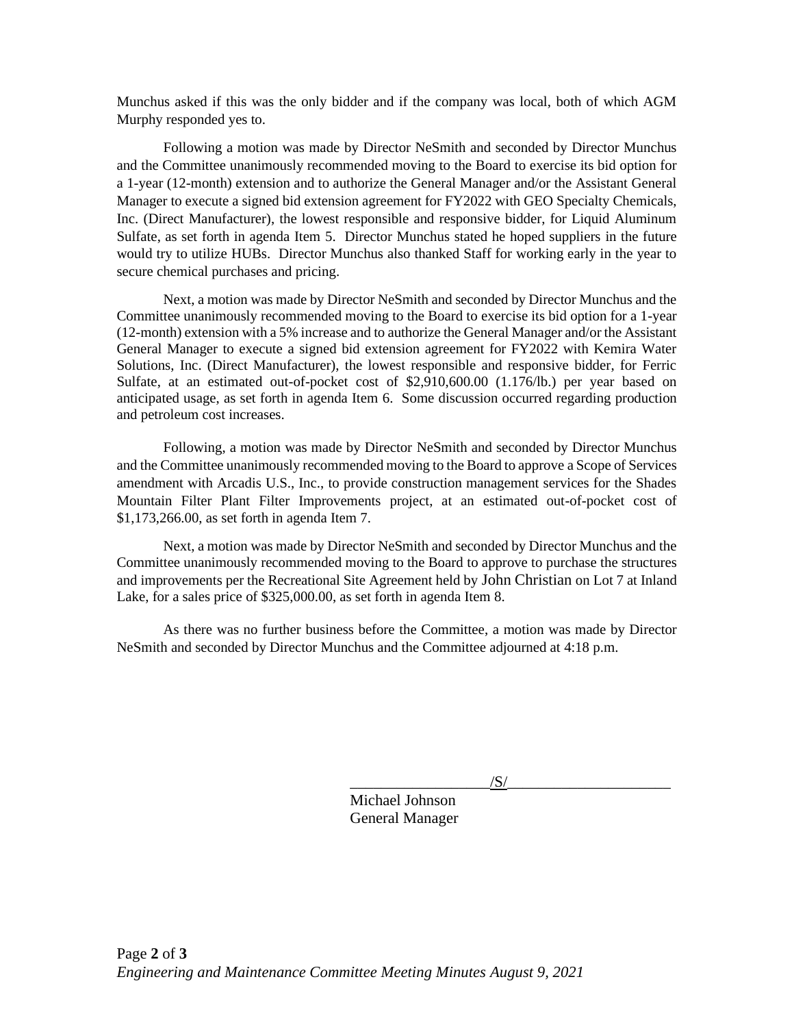Munchus asked if this was the only bidder and if the company was local, both of which AGM Murphy responded yes to.

Following a motion was made by Director NeSmith and seconded by Director Munchus and the Committee unanimously recommended moving to the Board to exercise its bid option for a 1-year (12-month) extension and to authorize the General Manager and/or the Assistant General Manager to execute a signed bid extension agreement for FY2022 with GEO Specialty Chemicals, Inc. (Direct Manufacturer), the lowest responsible and responsive bidder, for Liquid Aluminum Sulfate, as set forth in agenda Item 5. Director Munchus stated he hoped suppliers in the future would try to utilize HUBs. Director Munchus also thanked Staff for working early in the year to secure chemical purchases and pricing.

Next, a motion was made by Director NeSmith and seconded by Director Munchus and the Committee unanimously recommended moving to the Board to exercise its bid option for a 1-year (12-month) extension with a 5% increase and to authorize the General Manager and/or the Assistant General Manager to execute a signed bid extension agreement for FY2022 with Kemira Water Solutions, Inc. (Direct Manufacturer), the lowest responsible and responsive bidder, for Ferric Sulfate, at an estimated out-of-pocket cost of $2,910,600.00 (1.176/lb.) per year based on anticipated usage, as set forth in agenda Item 6. Some discussion occurred regarding production and petroleum cost increases.

Following, a motion was made by Director NeSmith and seconded by Director Munchus and the Committee unanimously recommended moving to the Board to approve a Scope of Services amendment with Arcadis U.S., Inc., to provide construction management services for the Shades Mountain Filter Plant Filter Improvements project, at an estimated out-of-pocket cost of $1,173,266.00, as set forth in agenda Item 7.

Next, a motion was made by Director NeSmith and seconded by Director Munchus and the Committee unanimously recommended moving to the Board to approve to purchase the structures and improvements per the Recreational Site Agreement held by John Christian on Lot 7 at Inland Lake, for a sales price of $325,000.00, as set forth in agenda Item 8.

As there was no further business before the Committee, a motion was made by Director NeSmith and seconded by Director Munchus and the Committee adjourned at 4:18 p.m.

/S/

Michael Johnson
General Manager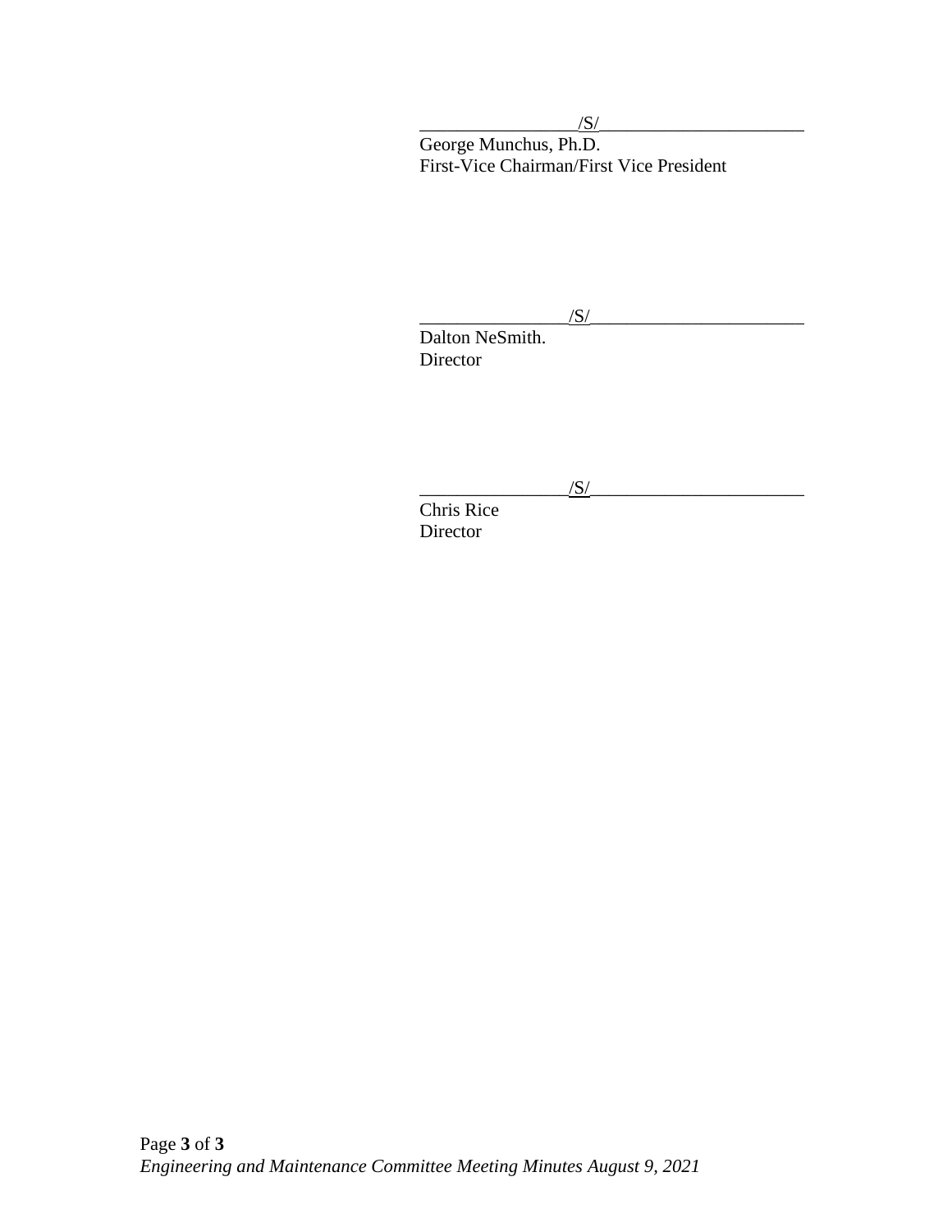/S/

George Munchus, Ph.D.
First-Vice Chairman/First Vice President

/S/

Dalton NeSmith.
Director

/S/

Chris Rice
Director